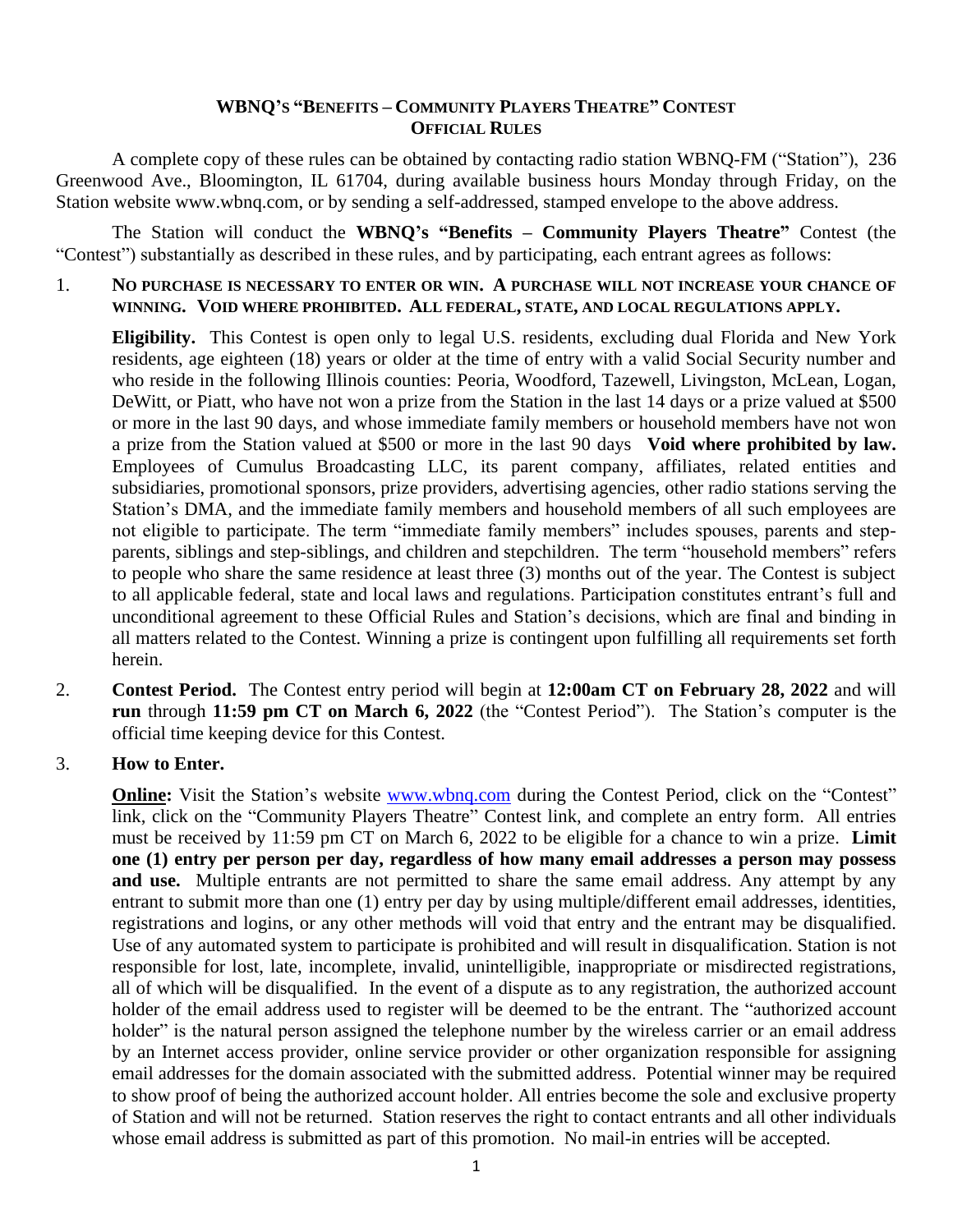# WBNQ's "Benefits – Community Players Theatre" Contest
## Official Rules

A complete copy of these rules can be obtained by contacting radio station WBNQ-FM ("Station"), 236 Greenwood Ave., Bloomington, IL 61704, during available business hours Monday through Friday, on the Station website www.wbnq.com, or by sending a self-addressed, stamped envelope to the above address.

The Station will conduct the **WBNQ's "Benefits – Community Players Theatre"** Contest (the "Contest") substantially as described in these rules, and by participating, each entrant agrees as follows:

1. **NO PURCHASE IS NECESSARY TO ENTER OR WIN. A PURCHASE WILL NOT INCREASE YOUR CHANCE OF WINNING. VOID WHERE PROHIBITED. ALL FEDERAL, STATE, AND LOCAL REGULATIONS APPLY.**

   **Eligibility.** This Contest is open only to legal U.S. residents, excluding dual Florida and New York residents, age eighteen (18) years or older at the time of entry with a valid Social Security number and who reside in the following Illinois counties: Peoria, Woodford, Tazewell, Livingston, McLean, Logan, DeWitt, or Piatt, who have not won a prize from the Station in the last 14 days or a prize valued at $500 or more in the last 90 days, and whose immediate family members or household members have not won a prize from the Station valued at $500 or more in the last 90 days **Void where prohibited by law.** Employees of Cumulus Broadcasting LLC, its parent company, affiliates, related entities and subsidiaries, promotional sponsors, prize providers, advertising agencies, other radio stations serving the Station's DMA, and the immediate family members and household members of all such employees are not eligible to participate. The term "immediate family members" includes spouses, parents and step-parents, siblings and step-siblings, and children and stepchildren. The term "household members" refers to people who share the same residence at least three (3) months out of the year. The Contest is subject to all applicable federal, state and local laws and regulations. Participation constitutes entrant's full and unconditional agreement to these Official Rules and Station's decisions, which are final and binding in all matters related to the Contest. Winning a prize is contingent upon fulfilling all requirements set forth herein.

2. **Contest Period.** The Contest entry period will begin at **12:00am CT on February 28, 2022** and will **run** through **11:59 pm CT on March 6, 2022** (the "Contest Period"). The Station's computer is the official time keeping device for this Contest.

3. **How to Enter.**

   **Online:** Visit the Station's website www.wbnq.com during the Contest Period, click on the "Contest" link, click on the "Community Players Theatre" Contest link, and complete an entry form. All entries must be received by 11:59 pm CT on March 6, 2022 to be eligible for a chance to win a prize. **Limit one (1) entry per person per day, regardless of how many email addresses a person may possess and use.** Multiple entrants are not permitted to share the same email address. Any attempt by any entrant to submit more than one (1) entry per day by using multiple/different email addresses, identities, registrations and logins, or any other methods will void that entry and the entrant may be disqualified. Use of any automated system to participate is prohibited and will result in disqualification. Station is not responsible for lost, late, incomplete, invalid, unintelligible, inappropriate or misdirected registrations, all of which will be disqualified. In the event of a dispute as to any registration, the authorized account holder of the email address used to register will be deemed to be the entrant. The "authorized account holder" is the natural person assigned the telephone number by the wireless carrier or an email address by an Internet access provider, online service provider or other organization responsible for assigning email addresses for the domain associated with the submitted address. Potential winner may be required to show proof of being the authorized account holder. All entries become the sole and exclusive property of Station and will not be returned. Station reserves the right to contact entrants and all other individuals whose email address is submitted as part of this promotion. No mail-in entries will be accepted.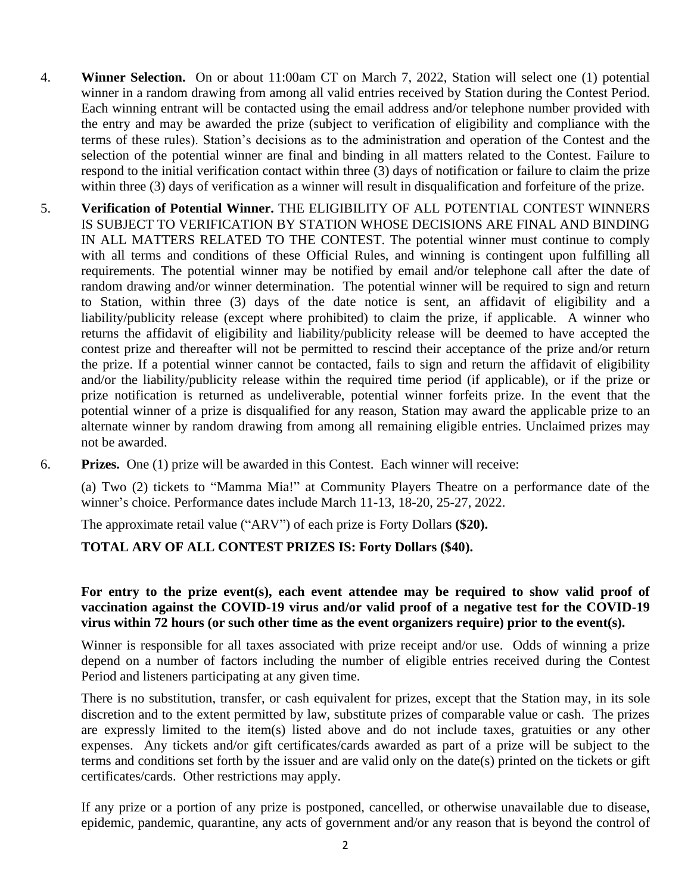4. **Winner Selection.** On or about 11:00am CT on March 7, 2022, Station will select one (1) potential winner in a random drawing from among all valid entries received by Station during the Contest Period. Each winning entrant will be contacted using the email address and/or telephone number provided with the entry and may be awarded the prize (subject to verification of eligibility and compliance with the terms of these rules). Station's decisions as to the administration and operation of the Contest and the selection of the potential winner are final and binding in all matters related to the Contest. Failure to respond to the initial verification contact within three (3) days of notification or failure to claim the prize within three (3) days of verification as a winner will result in disqualification and forfeiture of the prize.

5. **Verification of Potential Winner.** THE ELIGIBILITY OF ALL POTENTIAL CONTEST WINNERS IS SUBJECT TO VERIFICATION BY STATION WHOSE DECISIONS ARE FINAL AND BINDING IN ALL MATTERS RELATED TO THE CONTEST. The potential winner must continue to comply with all terms and conditions of these Official Rules, and winning is contingent upon fulfilling all requirements. The potential winner may be notified by email and/or telephone call after the date of random drawing and/or winner determination. The potential winner will be required to sign and return to Station, within three (3) days of the date notice is sent, an affidavit of eligibility and a liability/publicity release (except where prohibited) to claim the prize, if applicable. A winner who returns the affidavit of eligibility and liability/publicity release will be deemed to have accepted the contest prize and thereafter will not be permitted to rescind their acceptance of the prize and/or return the prize. If a potential winner cannot be contacted, fails to sign and return the affidavit of eligibility and/or the liability/publicity release within the required time period (if applicable), or if the prize or prize notification is returned as undeliverable, potential winner forfeits prize. In the event that the potential winner of a prize is disqualified for any reason, Station may award the applicable prize to an alternate winner by random drawing from among all remaining eligible entries. Unclaimed prizes may not be awarded.

6. **Prizes.** One (1) prize will be awarded in this Contest. Each winner will receive:

   (a) Two (2) tickets to "Mamma Mia!" at Community Players Theatre on a performance date of the winner's choice. Performance dates include March 11-13, 18-20, 25-27, 2022.

   The approximate retail value ("ARV") of each prize is Forty Dollars **($20).**

   **TOTAL ARV OF ALL CONTEST PRIZES IS: Forty Dollars ($40).**

   **For entry to the prize event(s), each event attendee may be required to show valid proof of vaccination against the COVID-19 virus and/or valid proof of a negative test for the COVID-19 virus within 72 hours (or such other time as the event organizers require) prior to the event(s).**

   Winner is responsible for all taxes associated with prize receipt and/or use. Odds of winning a prize depend on a number of factors including the number of eligible entries received during the Contest Period and listeners participating at any given time.

   There is no substitution, transfer, or cash equivalent for prizes, except that the Station may, in its sole discretion and to the extent permitted by law, substitute prizes of comparable value or cash. The prizes are expressly limited to the item(s) listed above and do not include taxes, gratuities or any other expenses. Any tickets and/or gift certificates/cards awarded as part of a prize will be subject to the terms and conditions set forth by the issuer and are valid only on the date(s) printed on the tickets or gift certificates/cards. Other restrictions may apply.

   If any prize or a portion of any prize is postponed, cancelled, or otherwise unavailable due to disease, epidemic, pandemic, quarantine, any acts of government and/or any reason that is beyond the control of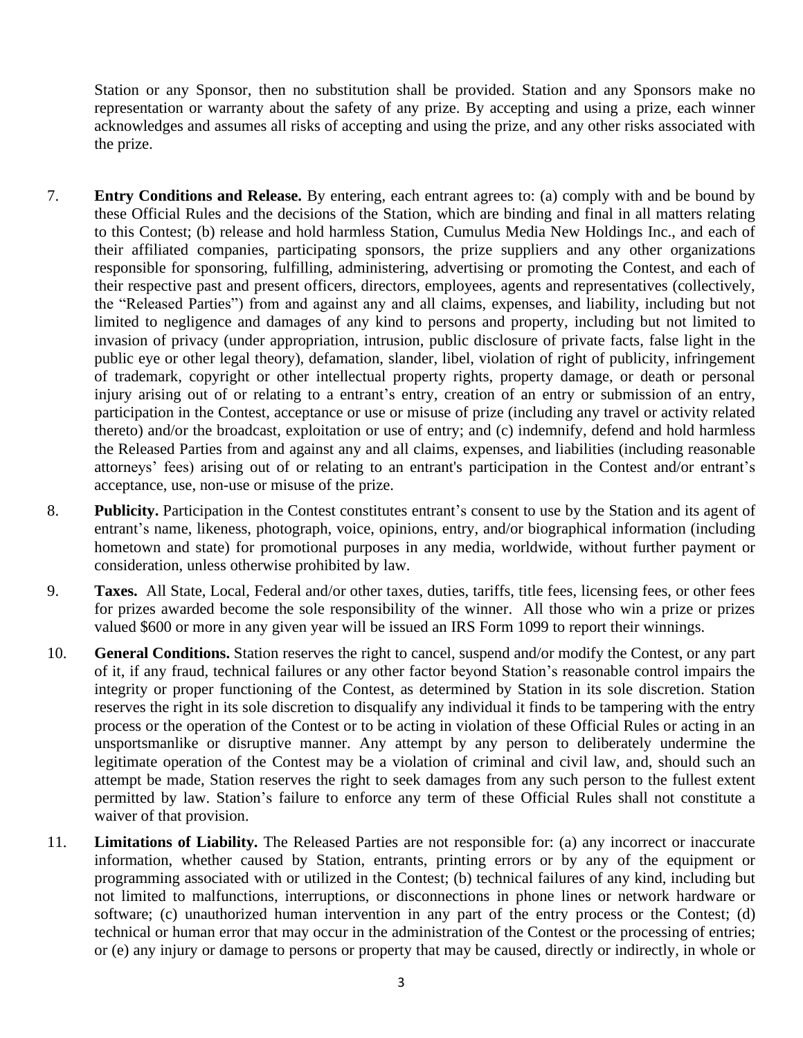Station or any Sponsor, then no substitution shall be provided. Station and any Sponsors make no representation or warranty about the safety of any prize. By accepting and using a prize, each winner acknowledges and assumes all risks of accepting and using the prize, and any other risks associated with the prize.

7. **Entry Conditions and Release.** By entering, each entrant agrees to: (a) comply with and be bound by these Official Rules and the decisions of the Station, which are binding and final in all matters relating to this Contest; (b) release and hold harmless Station, Cumulus Media New Holdings Inc., and each of their affiliated companies, participating sponsors, the prize suppliers and any other organizations responsible for sponsoring, fulfilling, administering, advertising or promoting the Contest, and each of their respective past and present officers, directors, employees, agents and representatives (collectively, the "Released Parties") from and against any and all claims, expenses, and liability, including but not limited to negligence and damages of any kind to persons and property, including but not limited to invasion of privacy (under appropriation, intrusion, public disclosure of private facts, false light in the public eye or other legal theory), defamation, slander, libel, violation of right of publicity, infringement of trademark, copyright or other intellectual property rights, property damage, or death or personal injury arising out of or relating to a entrant's entry, creation of an entry or submission of an entry, participation in the Contest, acceptance or use or misuse of prize (including any travel or activity related thereto) and/or the broadcast, exploitation or use of entry; and (c) indemnify, defend and hold harmless the Released Parties from and against any and all claims, expenses, and liabilities (including reasonable attorneys' fees) arising out of or relating to an entrant's participation in the Contest and/or entrant's acceptance, use, non-use or misuse of the prize.

8. **Publicity.** Participation in the Contest constitutes entrant's consent to use by the Station and its agent of entrant's name, likeness, photograph, voice, opinions, entry, and/or biographical information (including hometown and state) for promotional purposes in any media, worldwide, without further payment or consideration, unless otherwise prohibited by law.

9. **Taxes.** All State, Local, Federal and/or other taxes, duties, tariffs, title fees, licensing fees, or other fees for prizes awarded become the sole responsibility of the winner. All those who win a prize or prizes valued $600 or more in any given year will be issued an IRS Form 1099 to report their winnings.

10. **General Conditions.** Station reserves the right to cancel, suspend and/or modify the Contest, or any part of it, if any fraud, technical failures or any other factor beyond Station's reasonable control impairs the integrity or proper functioning of the Contest, as determined by Station in its sole discretion. Station reserves the right in its sole discretion to disqualify any individual it finds to be tampering with the entry process or the operation of the Contest or to be acting in violation of these Official Rules or acting in an unsportsmanlike or disruptive manner. Any attempt by any person to deliberately undermine the legitimate operation of the Contest may be a violation of criminal and civil law, and, should such an attempt be made, Station reserves the right to seek damages from any such person to the fullest extent permitted by law. Station's failure to enforce any term of these Official Rules shall not constitute a waiver of that provision.

11. **Limitations of Liability.** The Released Parties are not responsible for: (a) any incorrect or inaccurate information, whether caused by Station, entrants, printing errors or by any of the equipment or programming associated with or utilized in the Contest; (b) technical failures of any kind, including but not limited to malfunctions, interruptions, or disconnections in phone lines or network hardware or software; (c) unauthorized human intervention in any part of the entry process or the Contest; (d) technical or human error that may occur in the administration of the Contest or the processing of entries; or (e) any injury or damage to persons or property that may be caused, directly or indirectly, in whole or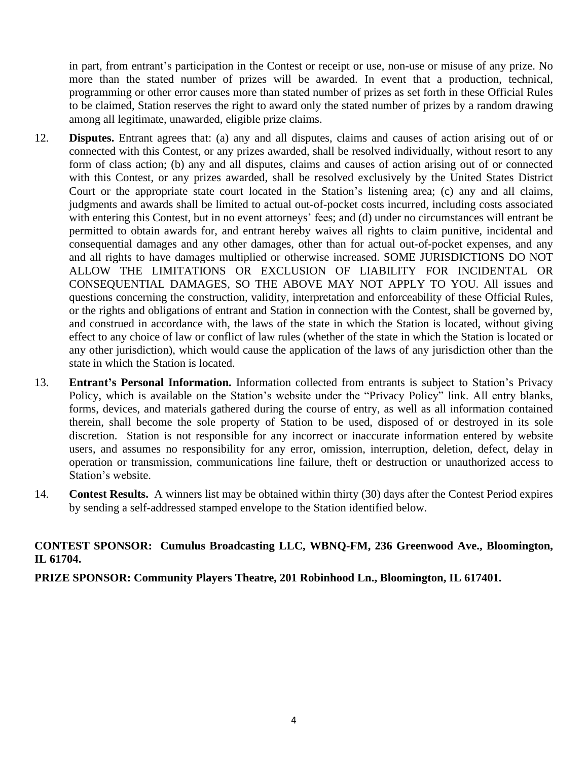in part, from entrant's participation in the Contest or receipt or use, non-use or misuse of any prize. No more than the stated number of prizes will be awarded. In event that a production, technical, programming or other error causes more than stated number of prizes as set forth in these Official Rules to be claimed, Station reserves the right to award only the stated number of prizes by a random drawing among all legitimate, unawarded, eligible prize claims.

12. **Disputes.** Entrant agrees that: (a) any and all disputes, claims and causes of action arising out of or connected with this Contest, or any prizes awarded, shall be resolved individually, without resort to any form of class action; (b) any and all disputes, claims and causes of action arising out of or connected with this Contest, or any prizes awarded, shall be resolved exclusively by the United States District Court or the appropriate state court located in the Station's listening area; (c) any and all claims, judgments and awards shall be limited to actual out-of-pocket costs incurred, including costs associated with entering this Contest, but in no event attorneys' fees; and (d) under no circumstances will entrant be permitted to obtain awards for, and entrant hereby waives all rights to claim punitive, incidental and consequential damages and any other damages, other than for actual out-of-pocket expenses, and any and all rights to have damages multiplied or otherwise increased. SOME JURISDICTIONS DO NOT ALLOW THE LIMITATIONS OR EXCLUSION OF LIABILITY FOR INCIDENTAL OR CONSEQUENTIAL DAMAGES, SO THE ABOVE MAY NOT APPLY TO YOU. All issues and questions concerning the construction, validity, interpretation and enforceability of these Official Rules, or the rights and obligations of entrant and Station in connection with the Contest, shall be governed by, and construed in accordance with, the laws of the state in which the Station is located, without giving effect to any choice of law or conflict of law rules (whether of the state in which the Station is located or any other jurisdiction), which would cause the application of the laws of any jurisdiction other than the state in which the Station is located.

13. **Entrant's Personal Information.** Information collected from entrants is subject to Station's Privacy Policy, which is available on the Station's website under the "Privacy Policy" link. All entry blanks, forms, devices, and materials gathered during the course of entry, as well as all information contained therein, shall become the sole property of Station to be used, disposed of or destroyed in its sole discretion. Station is not responsible for any incorrect or inaccurate information entered by website users, and assumes no responsibility for any error, omission, interruption, deletion, defect, delay in operation or transmission, communications line failure, theft or destruction or unauthorized access to Station's website.

14. **Contest Results.** A winners list may be obtained within thirty (30) days after the Contest Period expires by sending a self-addressed stamped envelope to the Station identified below.

**CONTEST SPONSOR: Cumulus Broadcasting LLC, WBNQ-FM, 236 Greenwood Ave., Bloomington, IL 61704.**

**PRIZE SPONSOR: Community Players Theatre, 201 Robinhood Ln., Bloomington, IL 617401.**